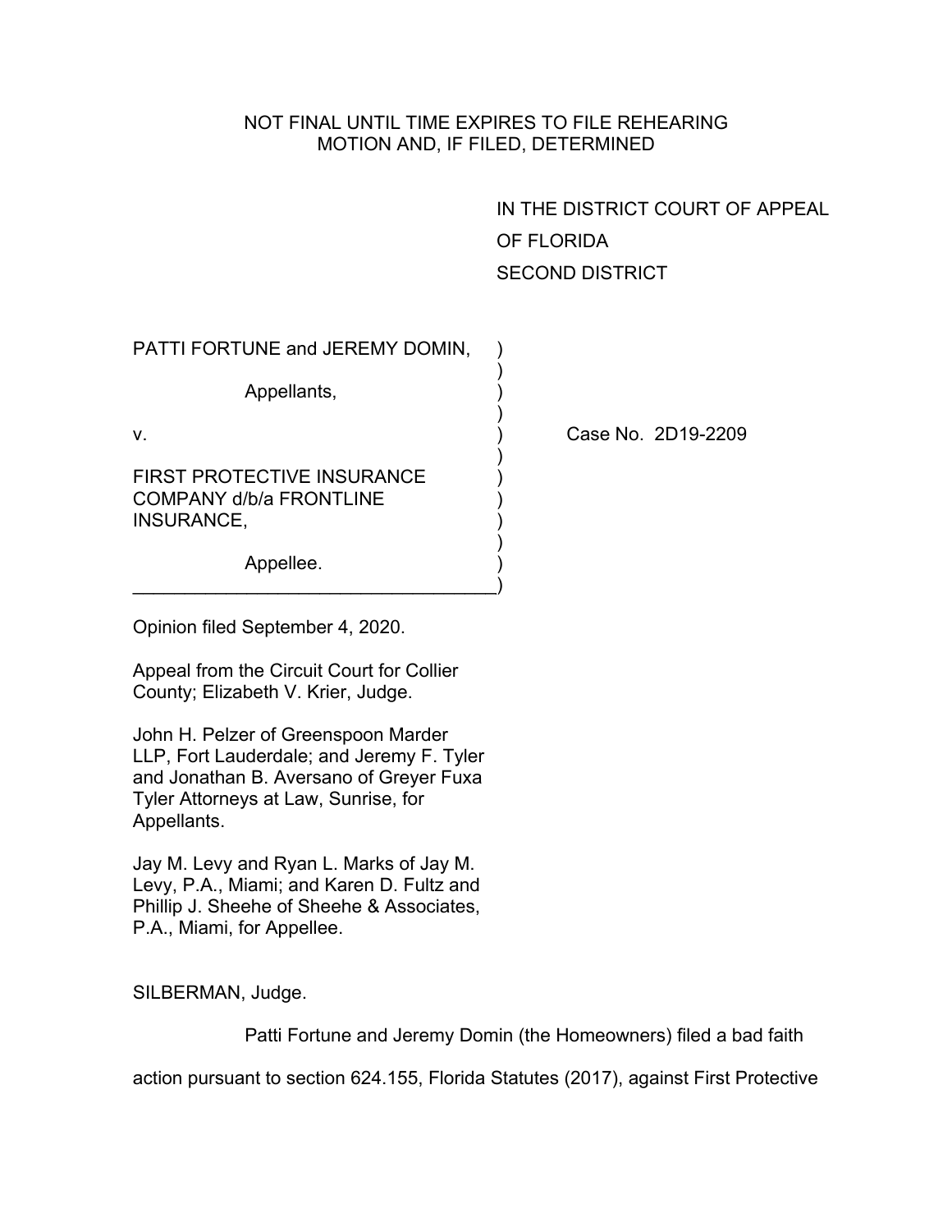NOT FINAL UNTIL TIME EXPIRES TO FILE REHEARING
MOTION AND, IF FILED, DETERMINED

IN THE DISTRICT COURT OF APPEAL
OF FLORIDA
SECOND DISTRICT

PATTI FORTUNE and JEREMY DOMIN,

Appellants,

v.

FIRST PROTECTIVE INSURANCE COMPANY d/b/a FRONTLINE INSURANCE,

Appellee.

Case No. 2D19-2209

Opinion filed September 4, 2020.

Appeal from the Circuit Court for Collier County; Elizabeth V. Krier, Judge.

John H. Pelzer of Greenspoon Marder LLP, Fort Lauderdale; and Jeremy F. Tyler and Jonathan B. Aversano of Greyer Fuxa Tyler Attorneys at Law, Sunrise, for Appellants.

Jay M. Levy and Ryan L. Marks of Jay M. Levy, P.A., Miami; and Karen D. Fultz and Phillip J. Sheehe of Sheehe & Associates, P.A., Miami, for Appellee.

SILBERMAN, Judge.

Patti Fortune and Jeremy Domin (the Homeowners) filed a bad faith action pursuant to section 624.155, Florida Statutes (2017), against First Protective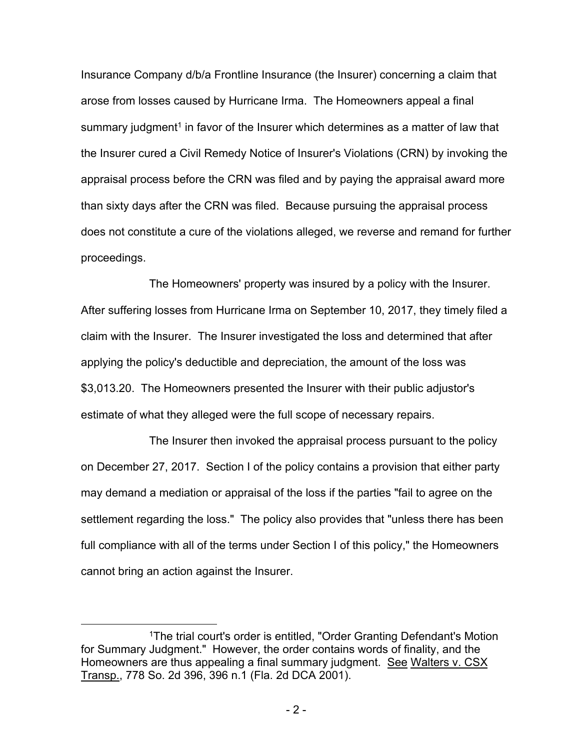Insurance Company d/b/a Frontline Insurance (the Insurer) concerning a claim that arose from losses caused by Hurricane Irma. The Homeowners appeal a final summary judgment[1] in favor of the Insurer which determines as a matter of law that the Insurer cured a Civil Remedy Notice of Insurer's Violations (CRN) by invoking the appraisal process before the CRN was filed and by paying the appraisal award more than sixty days after the CRN was filed. Because pursuing the appraisal process does not constitute a cure of the violations alleged, we reverse and remand for further proceedings.

The Homeowners' property was insured by a policy with the Insurer. After suffering losses from Hurricane Irma on September 10, 2017, they timely filed a claim with the Insurer. The Insurer investigated the loss and determined that after applying the policy's deductible and depreciation, the amount of the loss was $3,013.20. The Homeowners presented the Insurer with their public adjustor's estimate of what they alleged were the full scope of necessary repairs.

The Insurer then invoked the appraisal process pursuant to the policy on December 27, 2017. Section I of the policy contains a provision that either party may demand a mediation or appraisal of the loss if the parties "fail to agree on the settlement regarding the loss." The policy also provides that "unless there has been full compliance with all of the terms under Section I of this policy," the Homeowners cannot bring an action against the Insurer.

---

[1]The trial court's order is entitled, "Order Granting Defendant's Motion for Summary Judgment." However, the order contains words of finality, and the Homeowners are thus appealing a final summary judgment. See Walters v. CSX Transp., 778 So. 2d 396, 396 n.1 (Fla. 2d DCA 2001).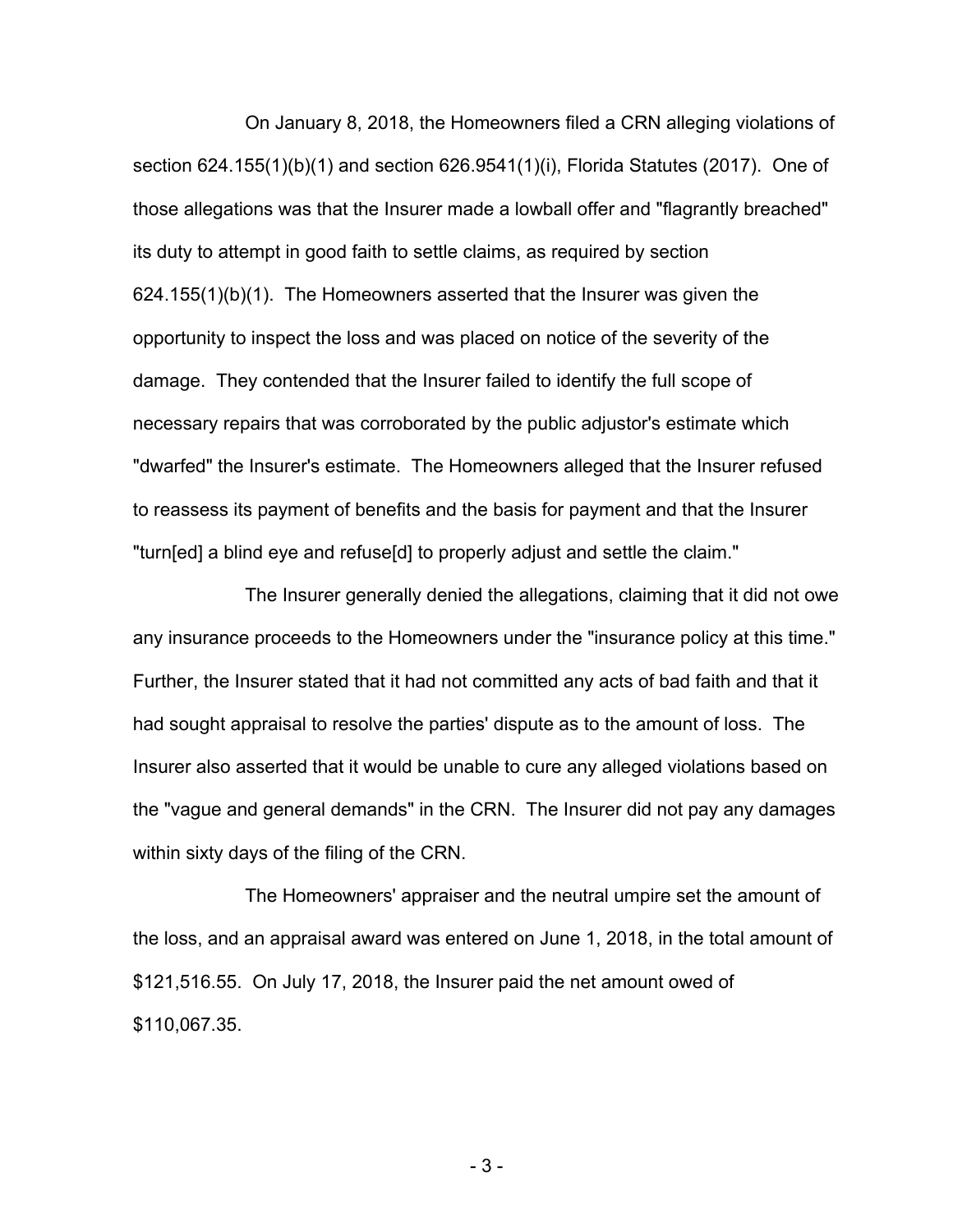On January 8, 2018, the Homeowners filed a CRN alleging violations of section 624.155(1)(b)(1) and section 626.9541(1)(i), Florida Statutes (2017). One of those allegations was that the Insurer made a lowball offer and "flagrantly breached" its duty to attempt in good faith to settle claims, as required by section 624.155(1)(b)(1). The Homeowners asserted that the Insurer was given the opportunity to inspect the loss and was placed on notice of the severity of the damage. They contended that the Insurer failed to identify the full scope of necessary repairs that was corroborated by the public adjustor's estimate which "dwarfed" the Insurer's estimate. The Homeowners alleged that the Insurer refused to reassess its payment of benefits and the basis for payment and that the Insurer "turn[ed] a blind eye and refuse[d] to properly adjust and settle the claim."

The Insurer generally denied the allegations, claiming that it did not owe any insurance proceeds to the Homeowners under the "insurance policy at this time." Further, the Insurer stated that it had not committed any acts of bad faith and that it had sought appraisal to resolve the parties' dispute as to the amount of loss. The Insurer also asserted that it would be unable to cure any alleged violations based on the "vague and general demands" in the CRN. The Insurer did not pay any damages within sixty days of the filing of the CRN.

The Homeowners' appraiser and the neutral umpire set the amount of the loss, and an appraisal award was entered on June 1, 2018, in the total amount of $121,516.55. On July 17, 2018, the Insurer paid the net amount owed of $110,067.35.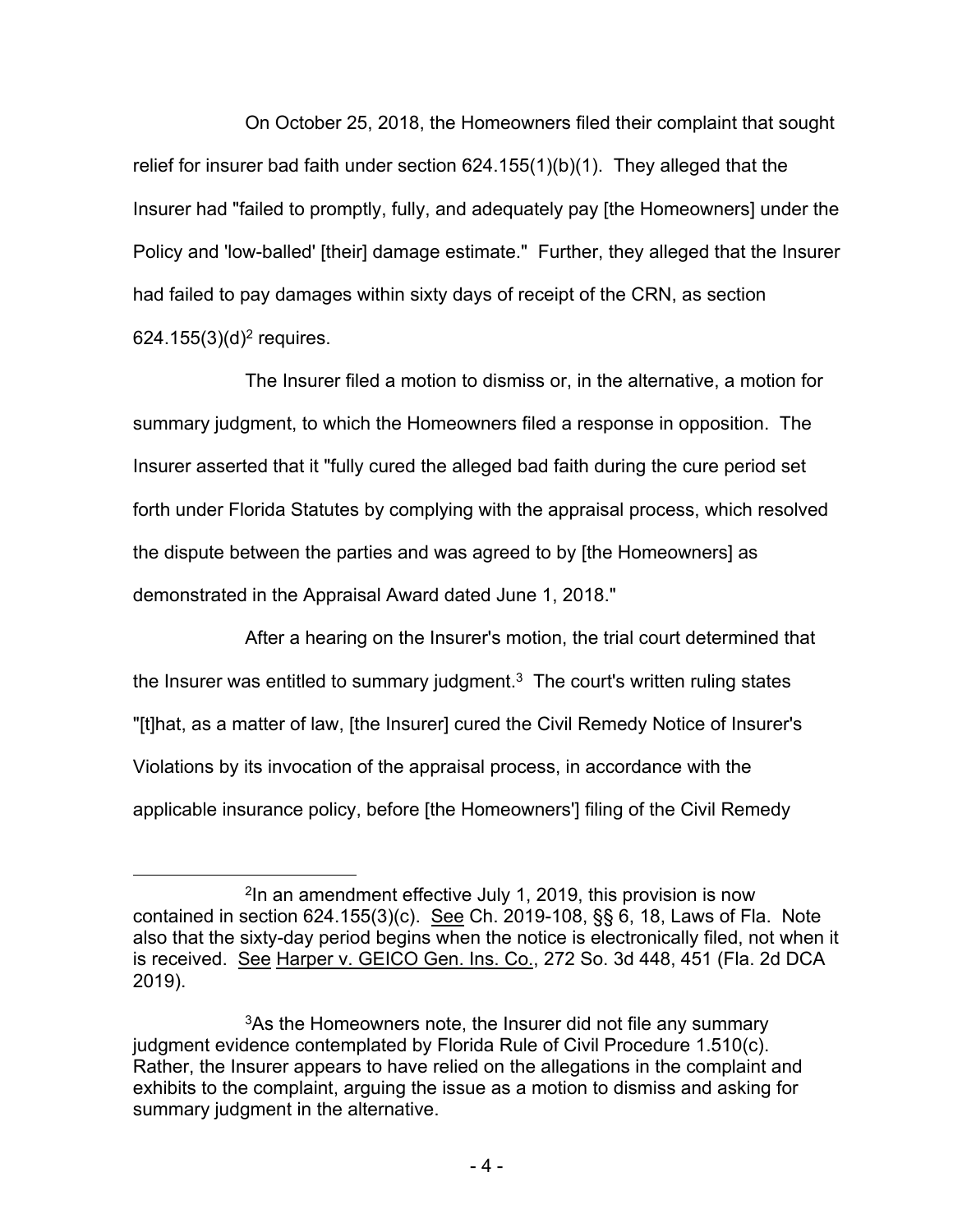On October 25, 2018, the Homeowners filed their complaint that sought relief for insurer bad faith under section 624.155(1)(b)(1). They alleged that the Insurer had "failed to promptly, fully, and adequately pay [the Homeowners] under the Policy and 'low-balled' [their] damage estimate." Further, they alleged that the Insurer had failed to pay damages within sixty days of receipt of the CRN, as section 624.155(3)(d)[2] requires.

The Insurer filed a motion to dismiss or, in the alternative, a motion for summary judgment, to which the Homeowners filed a response in opposition. The Insurer asserted that it "fully cured the alleged bad faith during the cure period set forth under Florida Statutes by complying with the appraisal process, which resolved the dispute between the parties and was agreed to by [the Homeowners] as demonstrated in the Appraisal Award dated June 1, 2018."

After a hearing on the Insurer's motion, the trial court determined that the Insurer was entitled to summary judgment.[3] The court's written ruling states "[t]hat, as a matter of law, [the Insurer] cured the Civil Remedy Notice of Insurer's Violations by its invocation of the appraisal process, in accordance with the applicable insurance policy, before [the Homeowners'] filing of the Civil Remedy

---

[2]In an amendment effective July 1, 2019, this provision is now contained in section 624.155(3)(c). See Ch. 2019-108, §§ 6, 18, Laws of Fla. Note also that the sixty-day period begins when the notice is electronically filed, not when it is received. See Harper v. GEICO Gen. Ins. Co., 272 So. 3d 448, 451 (Fla. 2d DCA 2019).

[3]As the Homeowners note, the Insurer did not file any summary judgment evidence contemplated by Florida Rule of Civil Procedure 1.510(c). Rather, the Insurer appears to have relied on the allegations in the complaint and exhibits to the complaint, arguing the issue as a motion to dismiss and asking for summary judgment in the alternative.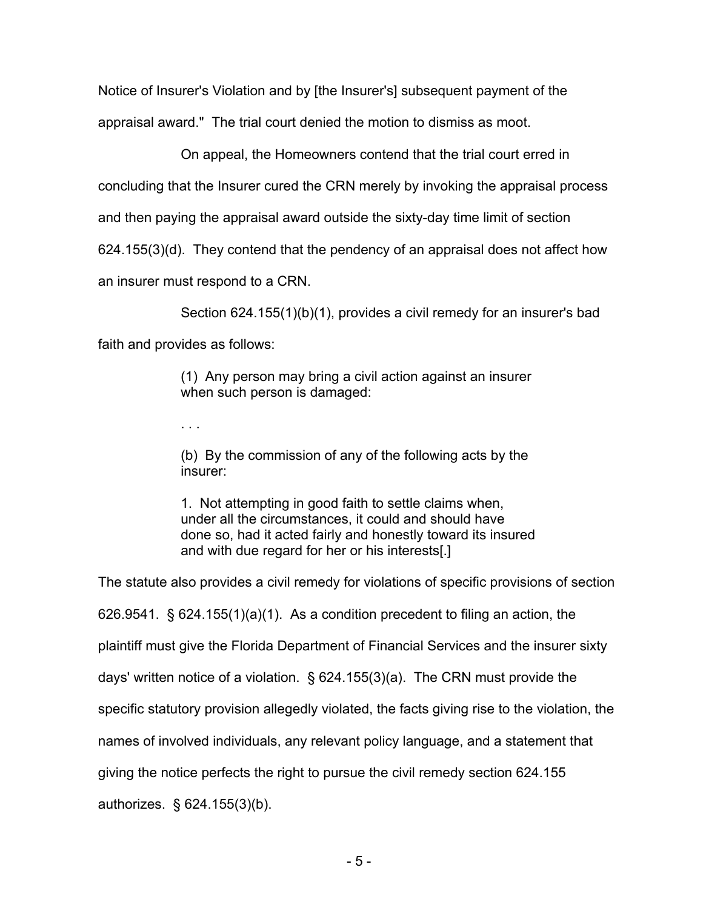Notice of Insurer's Violation and by [the Insurer's] subsequent payment of the appraisal award." The trial court denied the motion to dismiss as moot.

On appeal, the Homeowners contend that the trial court erred in concluding that the Insurer cured the CRN merely by invoking the appraisal process and then paying the appraisal award outside the sixty-day time limit of section 624.155(3)(d). They contend that the pendency of an appraisal does not affect how an insurer must respond to a CRN.

Section 624.155(1)(b)(1), provides a civil remedy for an insurer's bad faith and provides as follows:

> (1) Any person may bring a civil action against an insurer when such person is damaged:
>
> . . .
>
> (b) By the commission of any of the following acts by the insurer:
>
> 1. Not attempting in good faith to settle claims when, under all the circumstances, it could and should have done so, had it acted fairly and honestly toward its insured and with due regard for her or his interests[.]

The statute also provides a civil remedy for violations of specific provisions of section 626.9541. § 624.155(1)(a)(1). As a condition precedent to filing an action, the plaintiff must give the Florida Department of Financial Services and the insurer sixty days' written notice of a violation. § 624.155(3)(a). The CRN must provide the specific statutory provision allegedly violated, the facts giving rise to the violation, the names of involved individuals, any relevant policy language, and a statement that giving the notice perfects the right to pursue the civil remedy section 624.155 authorizes. § 624.155(3)(b).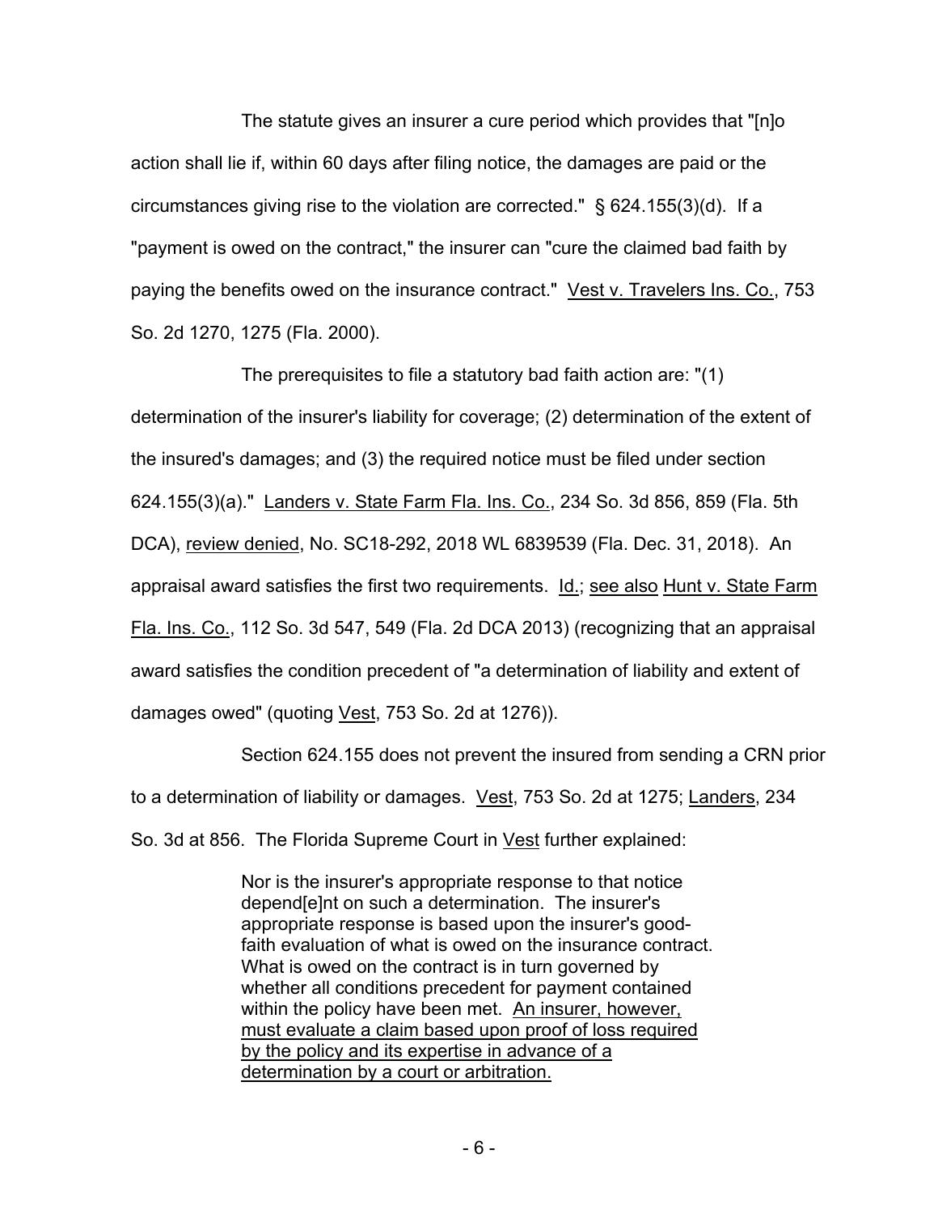The statute gives an insurer a cure period which provides that "[n]o action shall lie if, within 60 days after filing notice, the damages are paid or the circumstances giving rise to the violation are corrected." § 624.155(3)(d). If a "payment is owed on the contract," the insurer can "cure the claimed bad faith by paying the benefits owed on the insurance contract." Vest v. Travelers Ins. Co., 753 So. 2d 1270, 1275 (Fla. 2000).

The prerequisites to file a statutory bad faith action are: "(1) determination of the insurer's liability for coverage; (2) determination of the extent of the insured's damages; and (3) the required notice must be filed under section 624.155(3)(a)." Landers v. State Farm Fla. Ins. Co., 234 So. 3d 856, 859 (Fla. 5th DCA), review denied, No. SC18-292, 2018 WL 6839539 (Fla. Dec. 31, 2018). An appraisal award satisfies the first two requirements. Id.; see also Hunt v. State Farm Fla. Ins. Co., 112 So. 3d 547, 549 (Fla. 2d DCA 2013) (recognizing that an appraisal award satisfies the condition precedent of "a determination of liability and extent of damages owed" (quoting Vest, 753 So. 2d at 1276)).

Section 624.155 does not prevent the insured from sending a CRN prior to a determination of liability or damages. Vest, 753 So. 2d at 1275; Landers, 234 So. 3d at 856. The Florida Supreme Court in Vest further explained:

> Nor is the insurer's appropriate response to that notice depend[e]nt on such a determination. The insurer's appropriate response is based upon the insurer's good-faith evaluation of what is owed on the insurance contract. What is owed on the contract is in turn governed by whether all conditions precedent for payment contained within the policy have been met. An insurer, however, must evaluate a claim based upon proof of loss required by the policy and its expertise in advance of a determination by a court or arbitration.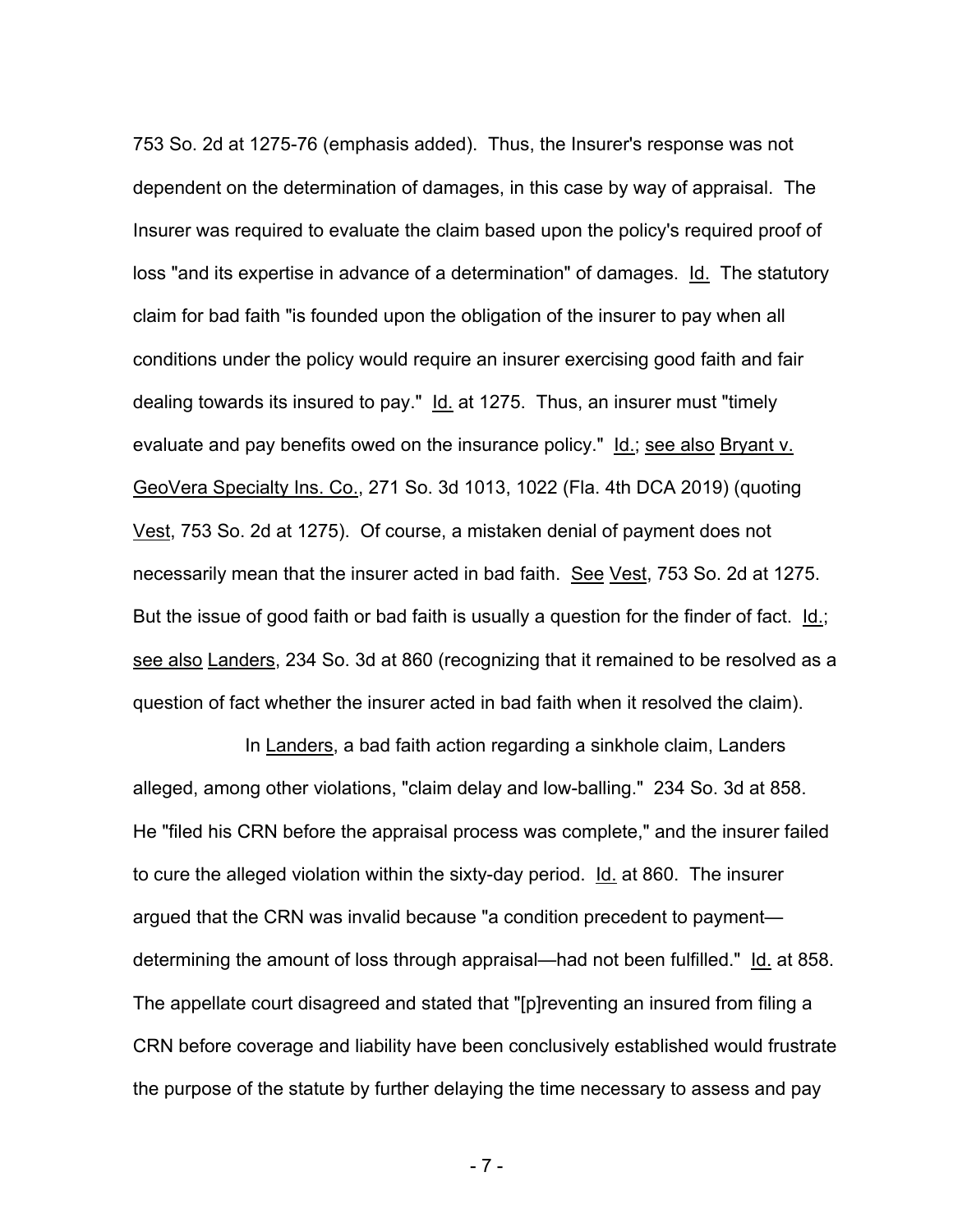753 So. 2d at 1275-76 (emphasis added). Thus, the Insurer's response was not dependent on the determination of damages, in this case by way of appraisal. The Insurer was required to evaluate the claim based upon the policy's required proof of loss "and its expertise in advance of a determination" of damages. Id. The statutory claim for bad faith "is founded upon the obligation of the insurer to pay when all conditions under the policy would require an insurer exercising good faith and fair dealing towards its insured to pay." Id. at 1275. Thus, an insurer must "timely evaluate and pay benefits owed on the insurance policy." Id.; see also Bryant v. GeoVera Specialty Ins. Co., 271 So. 3d 1013, 1022 (Fla. 4th DCA 2019) (quoting Vest, 753 So. 2d at 1275). Of course, a mistaken denial of payment does not necessarily mean that the insurer acted in bad faith. See Vest, 753 So. 2d at 1275. But the issue of good faith or bad faith is usually a question for the finder of fact. Id.; see also Landers, 234 So. 3d at 860 (recognizing that it remained to be resolved as a question of fact whether the insurer acted in bad faith when it resolved the claim).

In Landers, a bad faith action regarding a sinkhole claim, Landers alleged, among other violations, "claim delay and low-balling." 234 So. 3d at 858. He "filed his CRN before the appraisal process was complete," and the insurer failed to cure the alleged violation within the sixty-day period. Id. at 860. The insurer argued that the CRN was invalid because "a condition precedent to payment—determining the amount of loss through appraisal—had not been fulfilled." Id. at 858. The appellate court disagreed and stated that "[p]reventing an insured from filing a CRN before coverage and liability have been conclusively established would frustrate the purpose of the statute by further delaying the time necessary to assess and pay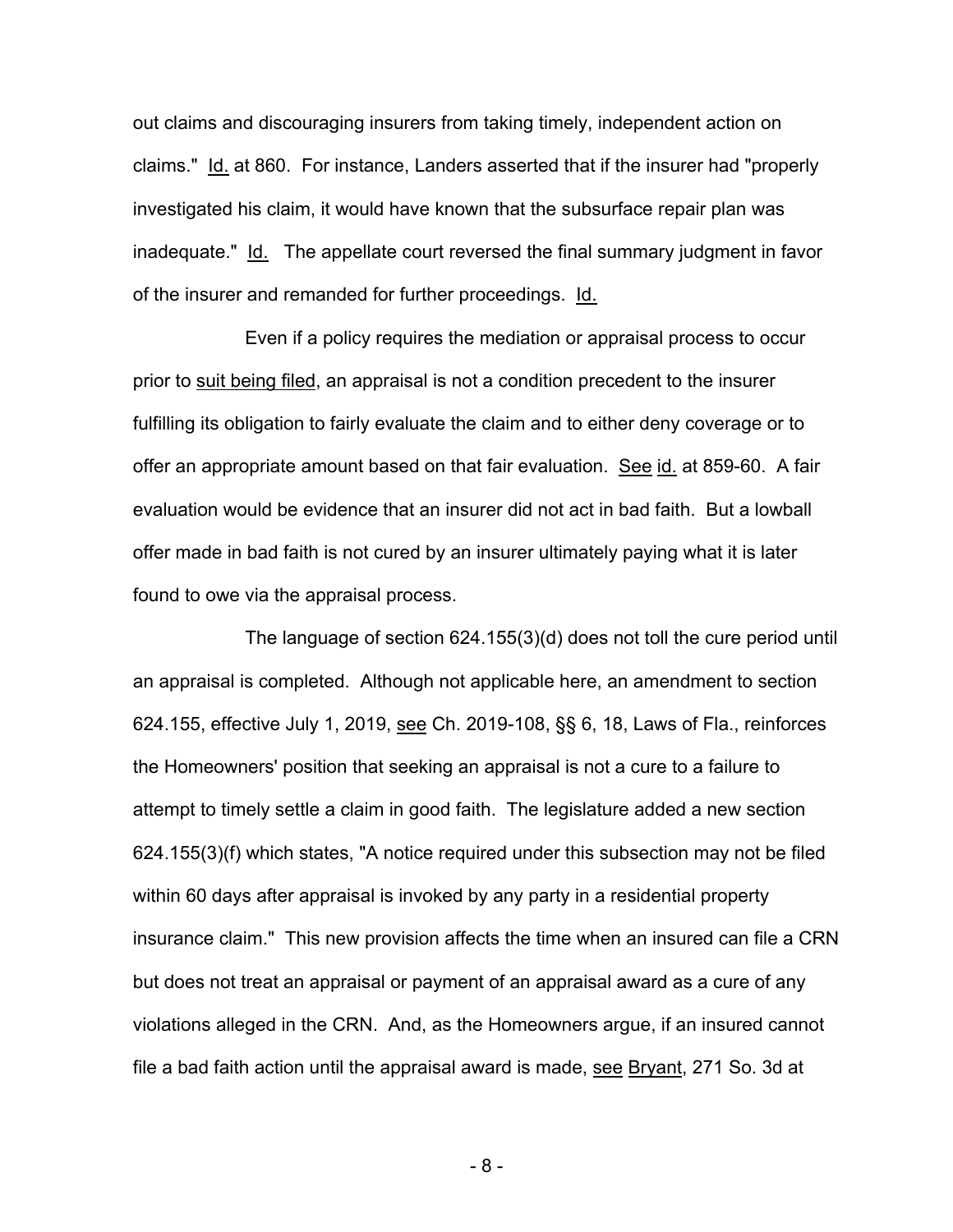out claims and discouraging insurers from taking timely, independent action on claims." Id. at 860. For instance, Landers asserted that if the insurer had "properly investigated his claim, it would have known that the subsurface repair plan was inadequate." Id. The appellate court reversed the final summary judgment in favor of the insurer and remanded for further proceedings. Id.

Even if a policy requires the mediation or appraisal process to occur prior to suit being filed, an appraisal is not a condition precedent to the insurer fulfilling its obligation to fairly evaluate the claim and to either deny coverage or to offer an appropriate amount based on that fair evaluation. See id. at 859-60. A fair evaluation would be evidence that an insurer did not act in bad faith. But a lowball offer made in bad faith is not cured by an insurer ultimately paying what it is later found to owe via the appraisal process.

The language of section 624.155(3)(d) does not toll the cure period until an appraisal is completed. Although not applicable here, an amendment to section 624.155, effective July 1, 2019, see Ch. 2019-108, §§ 6, 18, Laws of Fla., reinforces the Homeowners' position that seeking an appraisal is not a cure to a failure to attempt to timely settle a claim in good faith. The legislature added a new section 624.155(3)(f) which states, "A notice required under this subsection may not be filed within 60 days after appraisal is invoked by any party in a residential property insurance claim." This new provision affects the time when an insured can file a CRN but does not treat an appraisal or payment of an appraisal award as a cure of any violations alleged in the CRN. And, as the Homeowners argue, if an insured cannot file a bad faith action until the appraisal award is made, see Bryant, 271 So. 3d at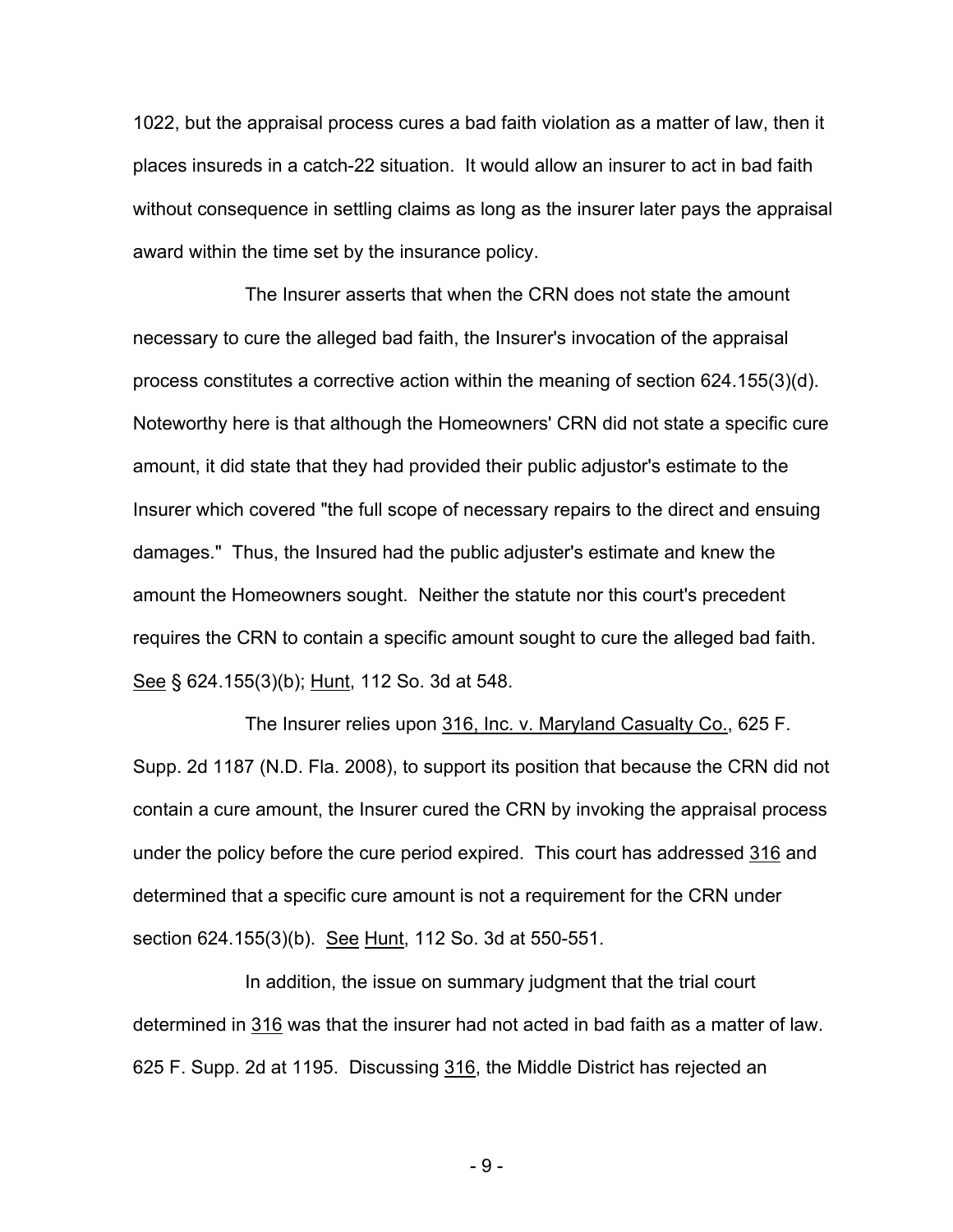1022, but the appraisal process cures a bad faith violation as a matter of law, then it places insureds in a catch-22 situation. It would allow an insurer to act in bad faith without consequence in settling claims as long as the insurer later pays the appraisal award within the time set by the insurance policy.

The Insurer asserts that when the CRN does not state the amount necessary to cure the alleged bad faith, the Insurer's invocation of the appraisal process constitutes a corrective action within the meaning of section 624.155(3)(d). Noteworthy here is that although the Homeowners' CRN did not state a specific cure amount, it did state that they had provided their public adjustor's estimate to the Insurer which covered "the full scope of necessary repairs to the direct and ensuing damages." Thus, the Insured had the public adjuster's estimate and knew the amount the Homeowners sought. Neither the statute nor this court's precedent requires the CRN to contain a specific amount sought to cure the alleged bad faith. See § 624.155(3)(b); Hunt, 112 So. 3d at 548.

The Insurer relies upon 316, Inc. v. Maryland Casualty Co., 625 F. Supp. 2d 1187 (N.D. Fla. 2008), to support its position that because the CRN did not contain a cure amount, the Insurer cured the CRN by invoking the appraisal process under the policy before the cure period expired. This court has addressed 316 and determined that a specific cure amount is not a requirement for the CRN under section 624.155(3)(b). See Hunt, 112 So. 3d at 550-551.

In addition, the issue on summary judgment that the trial court determined in 316 was that the insurer had not acted in bad faith as a matter of law. 625 F. Supp. 2d at 1195. Discussing 316, the Middle District has rejected an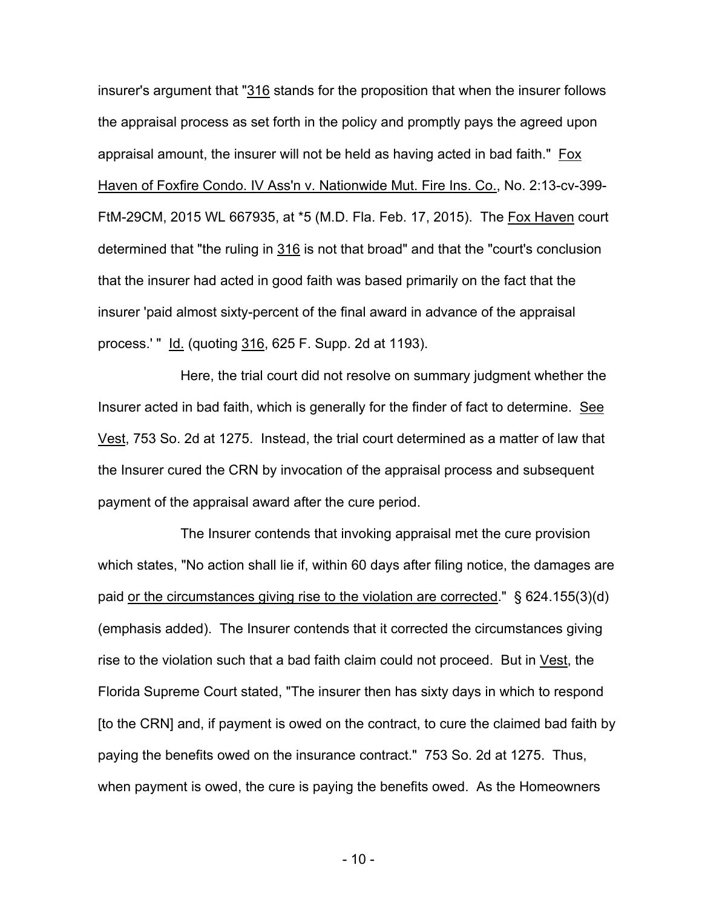insurer's argument that "316 stands for the proposition that when the insurer follows the appraisal process as set forth in the policy and promptly pays the agreed upon appraisal amount, the insurer will not be held as having acted in bad faith." Fox Haven of Foxfire Condo. IV Ass'n v. Nationwide Mut. Fire Ins. Co., No. 2:13-cv-399-FtM-29CM, 2015 WL 667935, at *5 (M.D. Fla. Feb. 17, 2015). The Fox Haven court determined that "the ruling in 316 is not that broad" and that the "court's conclusion that the insurer had acted in good faith was based primarily on the fact that the insurer 'paid almost sixty-percent of the final award in advance of the appraisal process.' " Id. (quoting 316, 625 F. Supp. 2d at 1193).

Here, the trial court did not resolve on summary judgment whether the Insurer acted in bad faith, which is generally for the finder of fact to determine. See Vest, 753 So. 2d at 1275. Instead, the trial court determined as a matter of law that the Insurer cured the CRN by invocation of the appraisal process and subsequent payment of the appraisal award after the cure period.

The Insurer contends that invoking appraisal met the cure provision which states, "No action shall lie if, within 60 days after filing notice, the damages are paid or the circumstances giving rise to the violation are corrected." § 624.155(3)(d) (emphasis added). The Insurer contends that it corrected the circumstances giving rise to the violation such that a bad faith claim could not proceed. But in Vest, the Florida Supreme Court stated, "The insurer then has sixty days in which to respond [to the CRN] and, if payment is owed on the contract, to cure the claimed bad faith by paying the benefits owed on the insurance contract." 753 So. 2d at 1275. Thus, when payment is owed, the cure is paying the benefits owed. As the Homeowners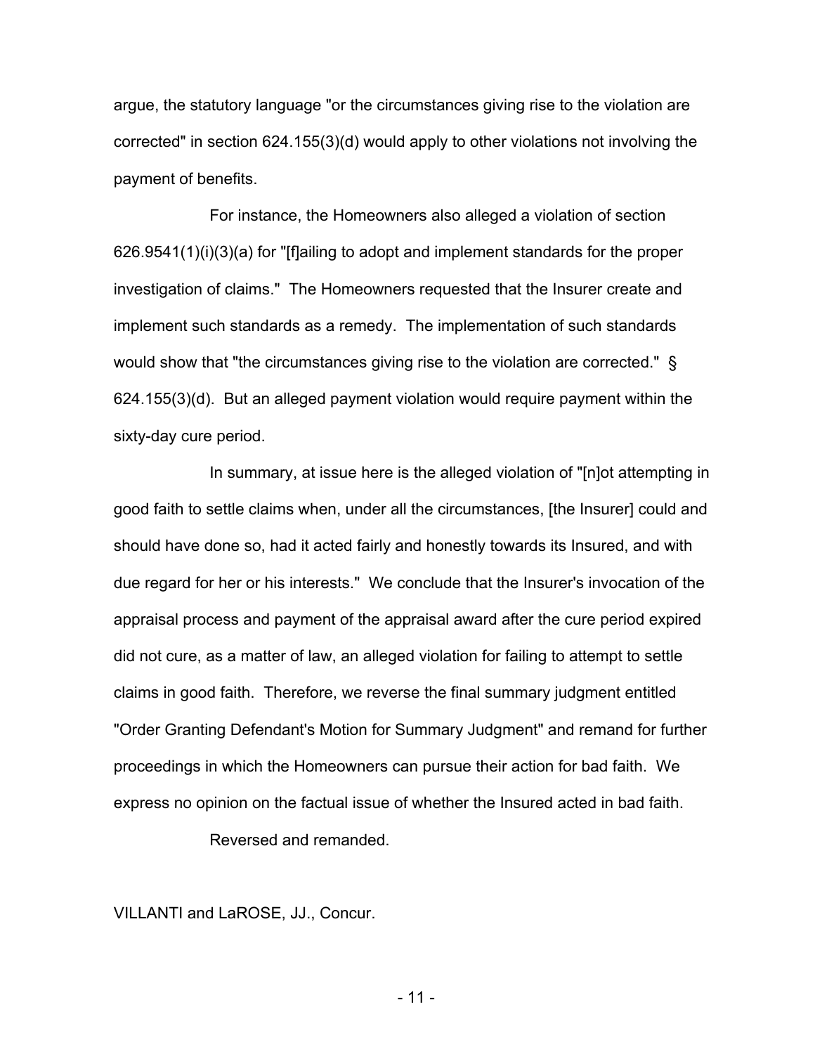argue, the statutory language "or the circumstances giving rise to the violation are corrected" in section 624.155(3)(d) would apply to other violations not involving the payment of benefits.

For instance, the Homeowners also alleged a violation of section 626.9541(1)(i)(3)(a) for "[f]ailing to adopt and implement standards for the proper investigation of claims." The Homeowners requested that the Insurer create and implement such standards as a remedy. The implementation of such standards would show that "the circumstances giving rise to the violation are corrected." § 624.155(3)(d). But an alleged payment violation would require payment within the sixty-day cure period.

In summary, at issue here is the alleged violation of "[n]ot attempting in good faith to settle claims when, under all the circumstances, [the Insurer] could and should have done so, had it acted fairly and honestly towards its Insured, and with due regard for her or his interests." We conclude that the Insurer's invocation of the appraisal process and payment of the appraisal award after the cure period expired did not cure, as a matter of law, an alleged violation for failing to attempt to settle claims in good faith. Therefore, we reverse the final summary judgment entitled "Order Granting Defendant's Motion for Summary Judgment" and remand for further proceedings in which the Homeowners can pursue their action for bad faith. We express no opinion on the factual issue of whether the Insured acted in bad faith.

Reversed and remanded.

VILLANTI and LaROSE, JJ., Concur.